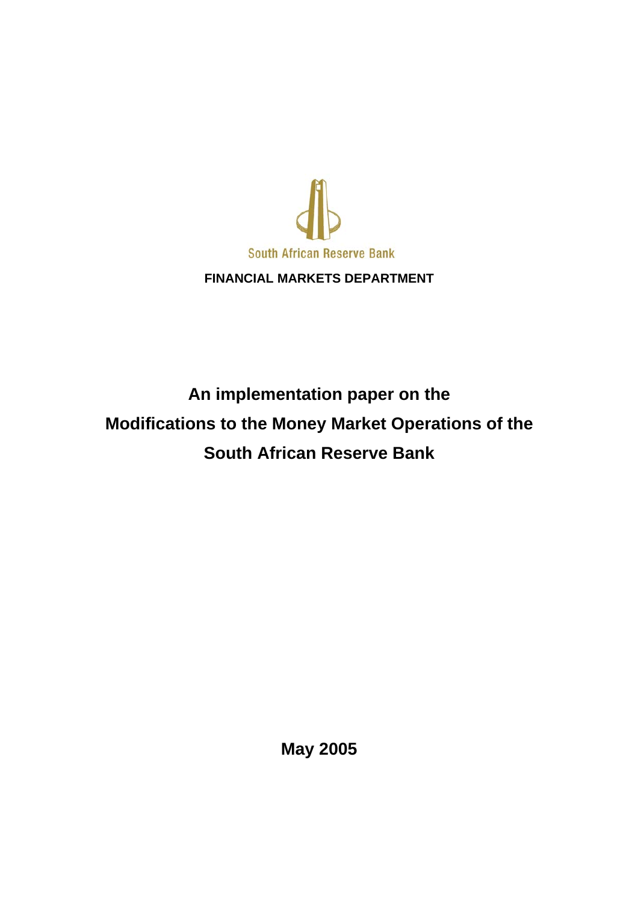South African Reserve Bank

**FINANCIAL MARKETS DEPARTMENT**

# An implementation paper on the Modifications to the Money Market Operations of the South African Reserve Bank

**May 2005**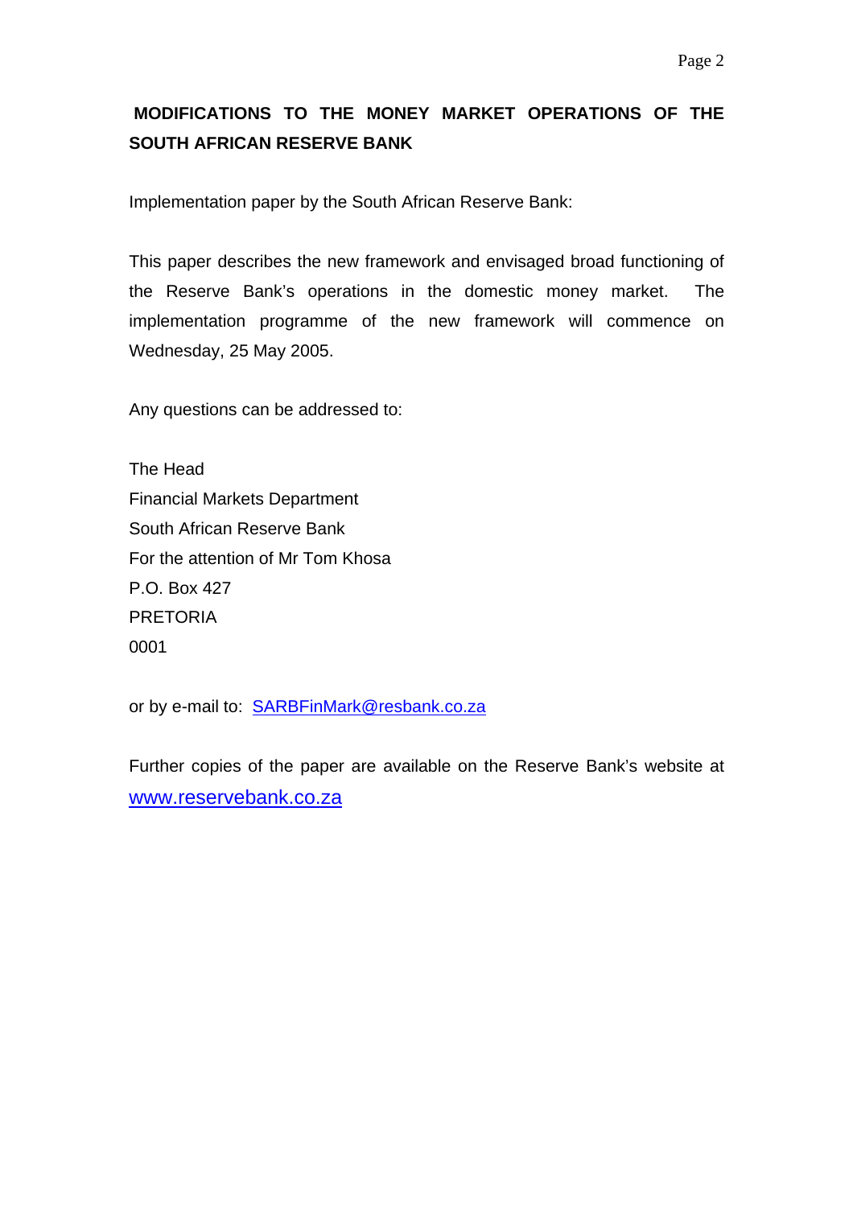# MODIFICATIONS TO THE MONEY MARKET OPERATIONS OF THE SOUTH AFRICAN RESERVE BANK

Implementation paper by the South African Reserve Bank:

This paper describes the new framework and envisaged broad functioning of the Reserve Bank's operations in the domestic money market. The implementation programme of the new framework will commence on Wednesday, 25 May 2005.

Any questions can be addressed to:

The Head
Financial Markets Department
South African Reserve Bank
For the attention of Mr Tom Khosa
P.O. Box 427
PRETORIA
0001

or by e-mail to: SARBFinMark@resbank.co.za

Further copies of the paper are available on the Reserve Bank's website at www.reservebank.co.za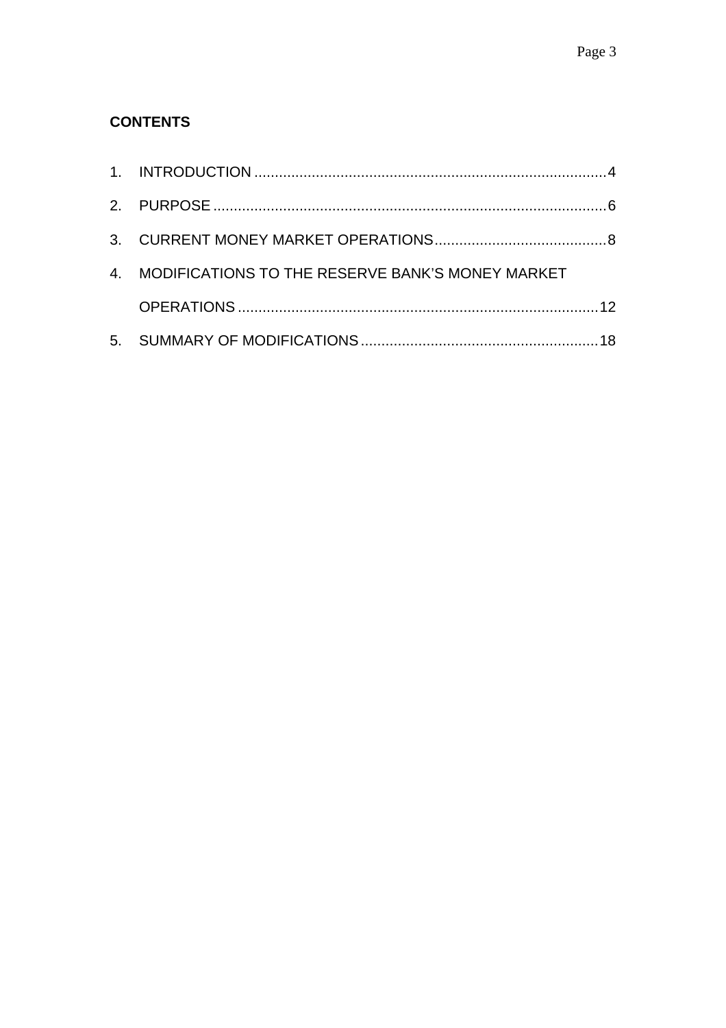**CONTENTS**

1. INTRODUCTION ..................................................................................... 4
2. PURPOSE ............................................................................................... 6
3. CURRENT MONEY MARKET OPERATIONS .......................................... 8
4. MODIFICATIONS TO THE RESERVE BANK'S MONEY MARKET OPERATIONS ....................................................................................... 12
5. SUMMARY OF MODIFICATIONS ......................................................... 18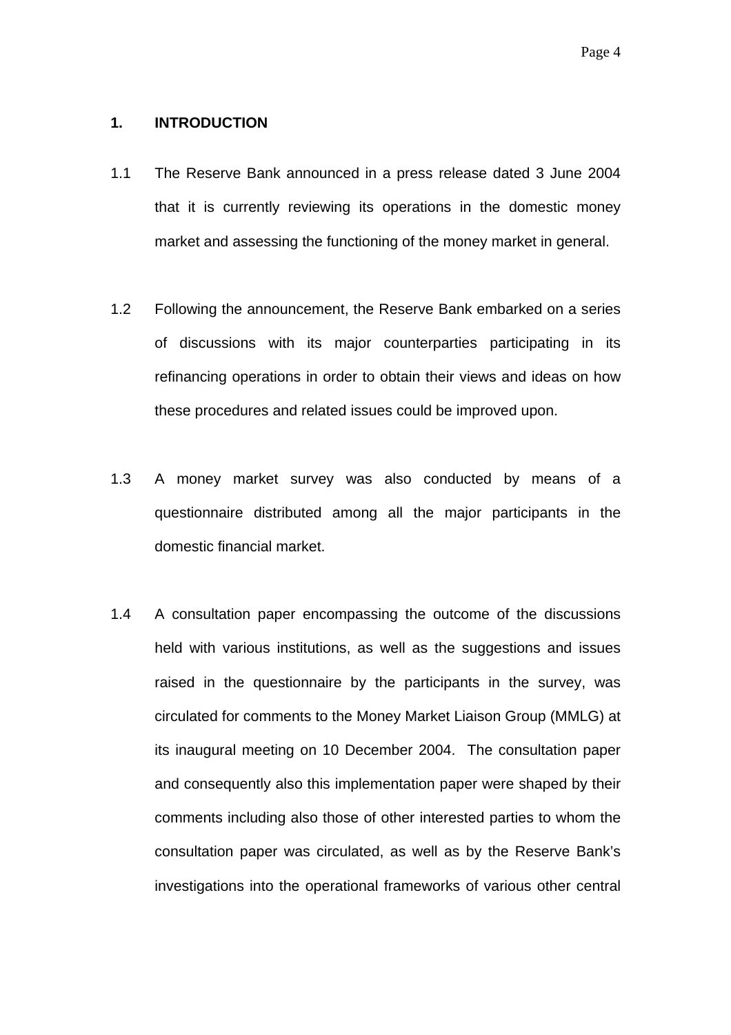## 1. INTRODUCTION

1.1 The Reserve Bank announced in a press release dated 3 June 2004 that it is currently reviewing its operations in the domestic money market and assessing the functioning of the money market in general.

1.2 Following the announcement, the Reserve Bank embarked on a series of discussions with its major counterparties participating in its refinancing operations in order to obtain their views and ideas on how these procedures and related issues could be improved upon.

1.3 A money market survey was also conducted by means of a questionnaire distributed among all the major participants in the domestic financial market.

1.4 A consultation paper encompassing the outcome of the discussions held with various institutions, as well as the suggestions and issues raised in the questionnaire by the participants in the survey, was circulated for comments to the Money Market Liaison Group (MMLG) at its inaugural meeting on 10 December 2004. The consultation paper and consequently also this implementation paper were shaped by their comments including also those of other interested parties to whom the consultation paper was circulated, as well as by the Reserve Bank's investigations into the operational frameworks of various other central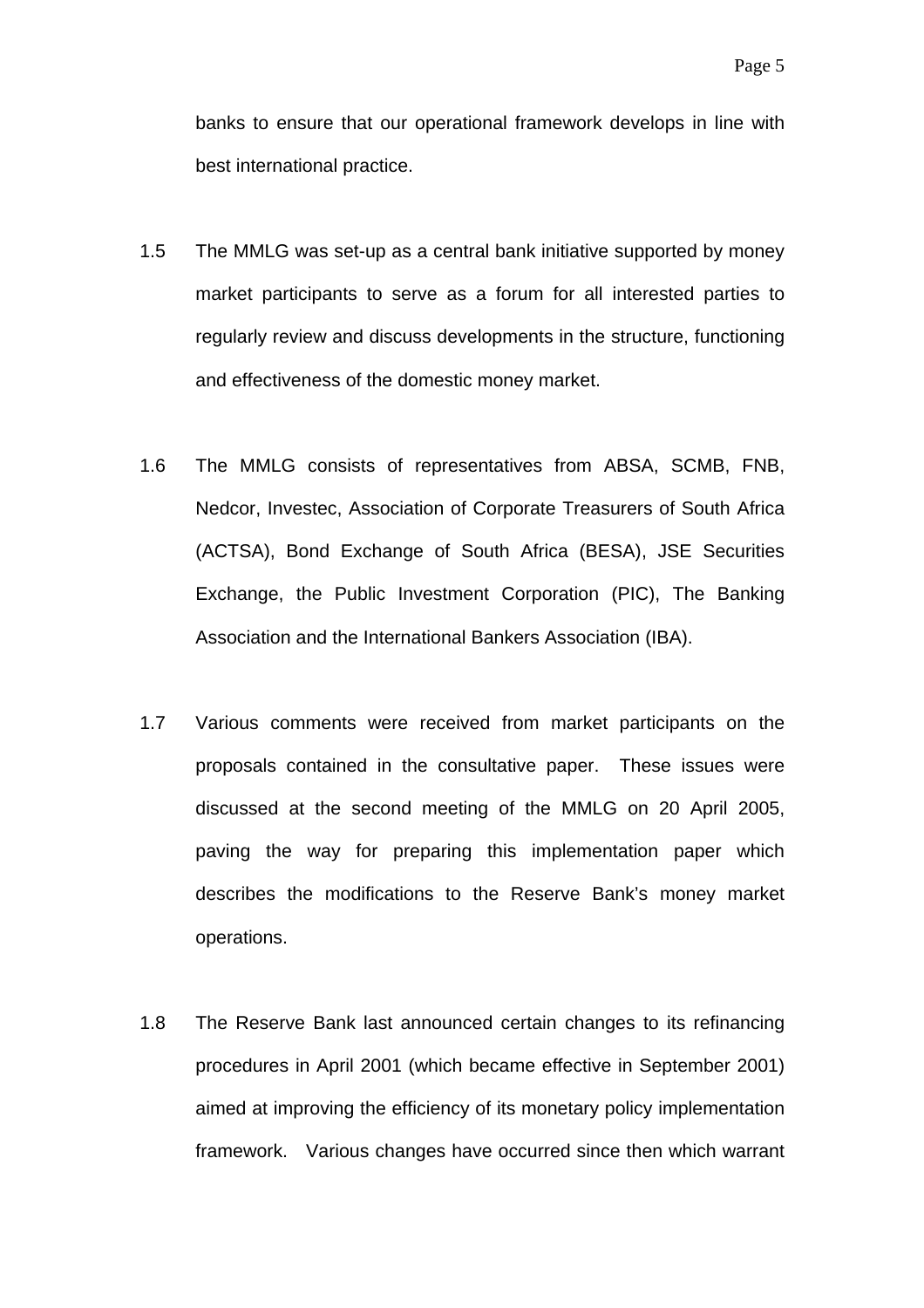banks to ensure that our operational framework develops in line with best international practice.

1.5 The MMLG was set-up as a central bank initiative supported by money market participants to serve as a forum for all interested parties to regularly review and discuss developments in the structure, functioning and effectiveness of the domestic money market.

1.6 The MMLG consists of representatives from ABSA, SCMB, FNB, Nedcor, Investec, Association of Corporate Treasurers of South Africa (ACTSA), Bond Exchange of South Africa (BESA), JSE Securities Exchange, the Public Investment Corporation (PIC), The Banking Association and the International Bankers Association (IBA).

1.7 Various comments were received from market participants on the proposals contained in the consultative paper. These issues were discussed at the second meeting of the MMLG on 20 April 2005, paving the way for preparing this implementation paper which describes the modifications to the Reserve Bank's money market operations.

1.8 The Reserve Bank last announced certain changes to its refinancing procedures in April 2001 (which became effective in September 2001) aimed at improving the efficiency of its monetary policy implementation framework. Various changes have occurred since then which warrant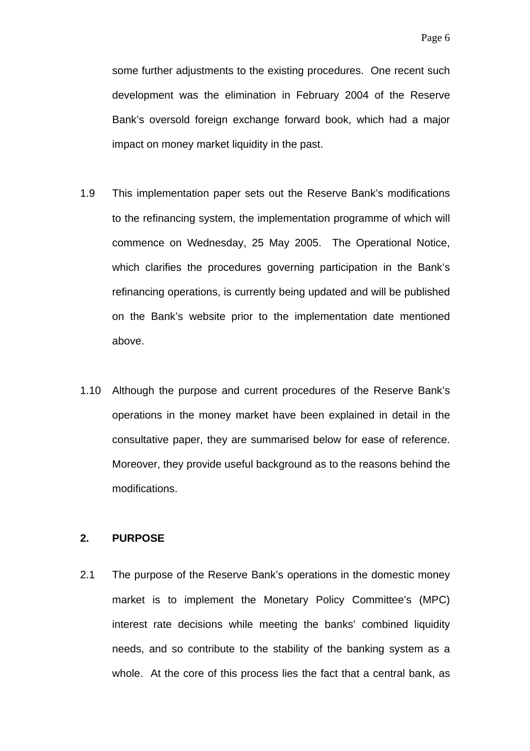some further adjustments to the existing procedures. One recent such development was the elimination in February 2004 of the Reserve Bank's oversold foreign exchange forward book, which had a major impact on money market liquidity in the past.

1.9 This implementation paper sets out the Reserve Bank's modifications to the refinancing system, the implementation programme of which will commence on Wednesday, 25 May 2005. The Operational Notice, which clarifies the procedures governing participation in the Bank's refinancing operations, is currently being updated and will be published on the Bank's website prior to the implementation date mentioned above.

1.10 Although the purpose and current procedures of the Reserve Bank's operations in the money market have been explained in detail in the consultative paper, they are summarised below for ease of reference. Moreover, they provide useful background as to the reasons behind the modifications.

## 2. PURPOSE

2.1 The purpose of the Reserve Bank's operations in the domestic money market is to implement the Monetary Policy Committee's (MPC) interest rate decisions while meeting the banks' combined liquidity needs, and so contribute to the stability of the banking system as a whole. At the core of this process lies the fact that a central bank, as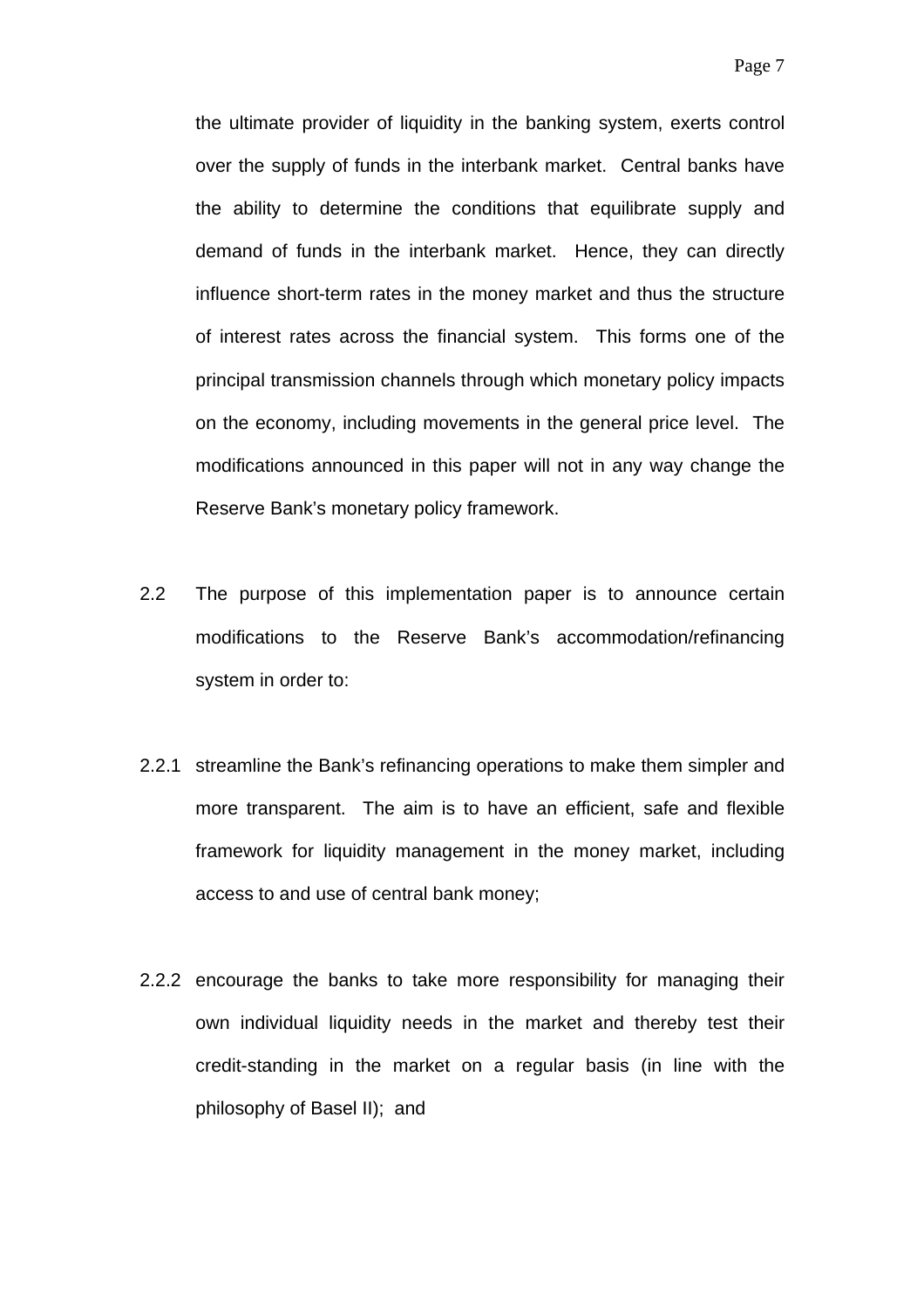the ultimate provider of liquidity in the banking system, exerts control over the supply of funds in the interbank market. Central banks have the ability to determine the conditions that equilibrate supply and demand of funds in the interbank market. Hence, they can directly influence short-term rates in the money market and thus the structure of interest rates across the financial system. This forms one of the principal transmission channels through which monetary policy impacts on the economy, including movements in the general price level. The modifications announced in this paper will not in any way change the Reserve Bank's monetary policy framework.

2.2 The purpose of this implementation paper is to announce certain modifications to the Reserve Bank's accommodation/refinancing system in order to:

2.2.1 streamline the Bank's refinancing operations to make them simpler and more transparent. The aim is to have an efficient, safe and flexible framework for liquidity management in the money market, including access to and use of central bank money;

2.2.2 encourage the banks to take more responsibility for managing their own individual liquidity needs in the market and thereby test their credit-standing in the market on a regular basis (in line with the philosophy of Basel II); and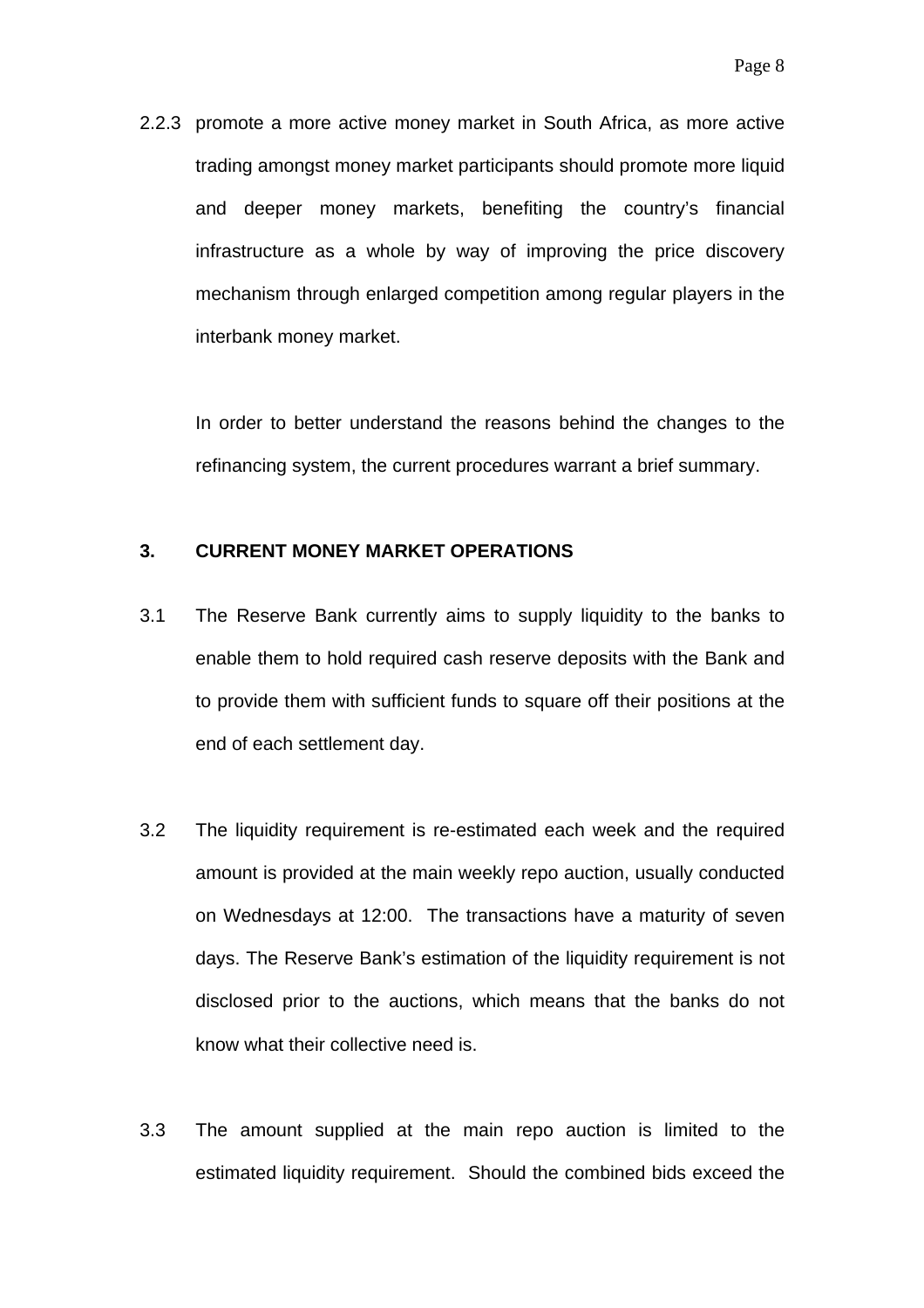2.2.3 promote a more active money market in South Africa, as more active trading amongst money market participants should promote more liquid and deeper money markets, benefiting the country's financial infrastructure as a whole by way of improving the price discovery mechanism through enlarged competition among regular players in the interbank money market.

In order to better understand the reasons behind the changes to the refinancing system, the current procedures warrant a brief summary.

## 3. CURRENT MONEY MARKET OPERATIONS

3.1 The Reserve Bank currently aims to supply liquidity to the banks to enable them to hold required cash reserve deposits with the Bank and to provide them with sufficient funds to square off their positions at the end of each settlement day.

3.2 The liquidity requirement is re-estimated each week and the required amount is provided at the main weekly repo auction, usually conducted on Wednesdays at 12:00. The transactions have a maturity of seven days. The Reserve Bank's estimation of the liquidity requirement is not disclosed prior to the auctions, which means that the banks do not know what their collective need is.

3.3 The amount supplied at the main repo auction is limited to the estimated liquidity requirement. Should the combined bids exceed the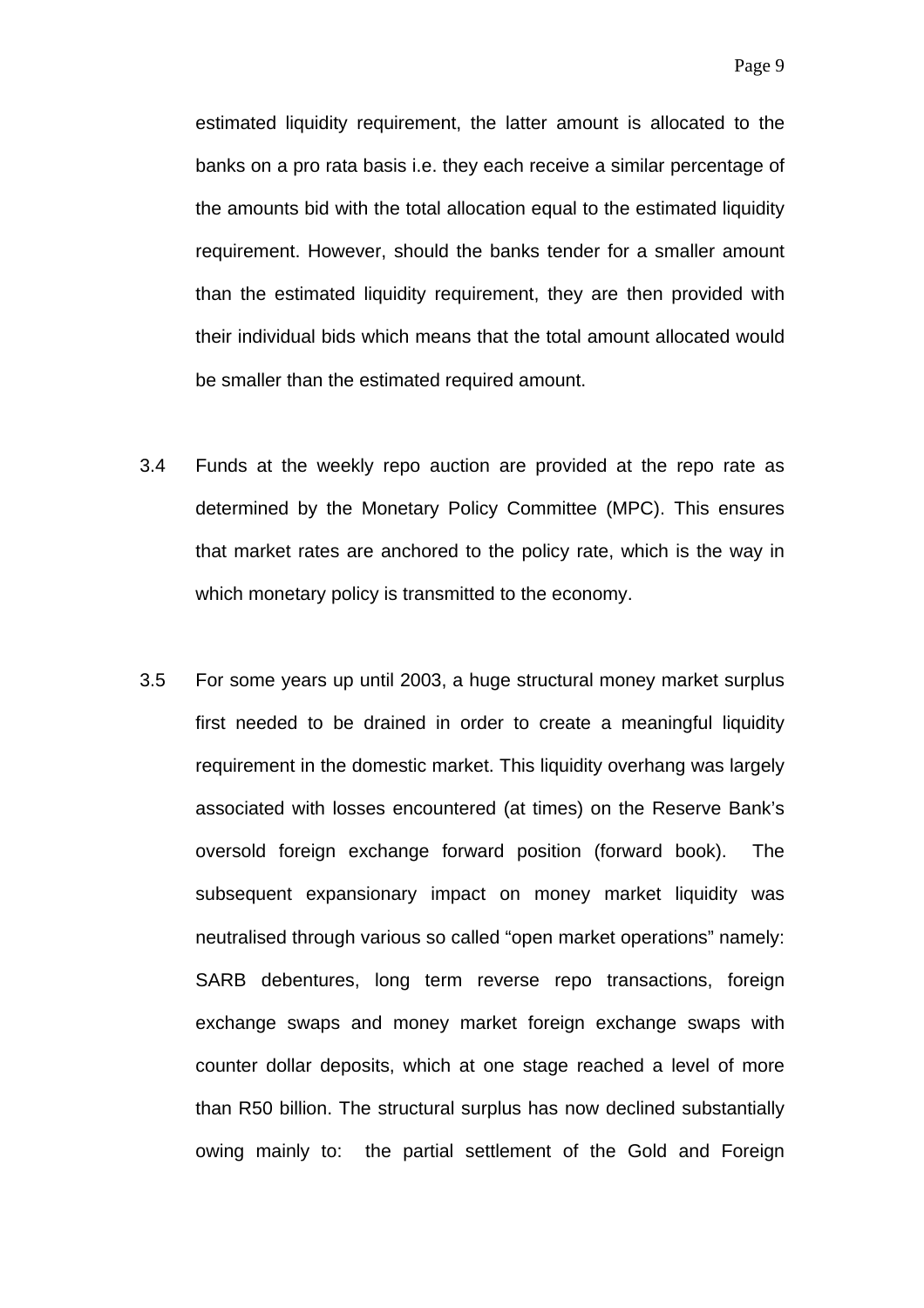estimated liquidity requirement, the latter amount is allocated to the banks on a pro rata basis i.e. they each receive a similar percentage of the amounts bid with the total allocation equal to the estimated liquidity requirement. However, should the banks tender for a smaller amount than the estimated liquidity requirement, they are then provided with their individual bids which means that the total amount allocated would be smaller than the estimated required amount.

3.4 Funds at the weekly repo auction are provided at the repo rate as determined by the Monetary Policy Committee (MPC). This ensures that market rates are anchored to the policy rate, which is the way in which monetary policy is transmitted to the economy.

3.5 For some years up until 2003, a huge structural money market surplus first needed to be drained in order to create a meaningful liquidity requirement in the domestic market. This liquidity overhang was largely associated with losses encountered (at times) on the Reserve Bank's oversold foreign exchange forward position (forward book). The subsequent expansionary impact on money market liquidity was neutralised through various so called "open market operations" namely: SARB debentures, long term reverse repo transactions, foreign exchange swaps and money market foreign exchange swaps with counter dollar deposits, which at one stage reached a level of more than R50 billion. The structural surplus has now declined substantially owing mainly to: the partial settlement of the Gold and Foreign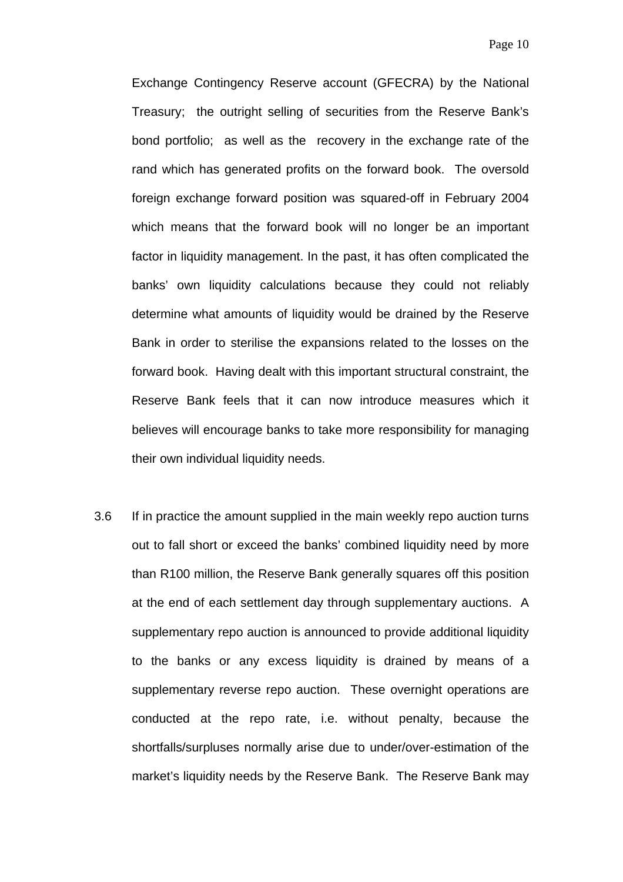Exchange Contingency Reserve account (GFECRA) by the National Treasury; the outright selling of securities from the Reserve Bank's bond portfolio; as well as the recovery in the exchange rate of the rand which has generated profits on the forward book. The oversold foreign exchange forward position was squared-off in February 2004 which means that the forward book will no longer be an important factor in liquidity management. In the past, it has often complicated the banks' own liquidity calculations because they could not reliably determine what amounts of liquidity would be drained by the Reserve Bank in order to sterilise the expansions related to the losses on the forward book. Having dealt with this important structural constraint, the Reserve Bank feels that it can now introduce measures which it believes will encourage banks to take more responsibility for managing their own individual liquidity needs.

3.6 If in practice the amount supplied in the main weekly repo auction turns out to fall short or exceed the banks' combined liquidity need by more than R100 million, the Reserve Bank generally squares off this position at the end of each settlement day through supplementary auctions. A supplementary repo auction is announced to provide additional liquidity to the banks or any excess liquidity is drained by means of a supplementary reverse repo auction. These overnight operations are conducted at the repo rate, i.e. without penalty, because the shortfalls/surpluses normally arise due to under/over-estimation of the market's liquidity needs by the Reserve Bank. The Reserve Bank may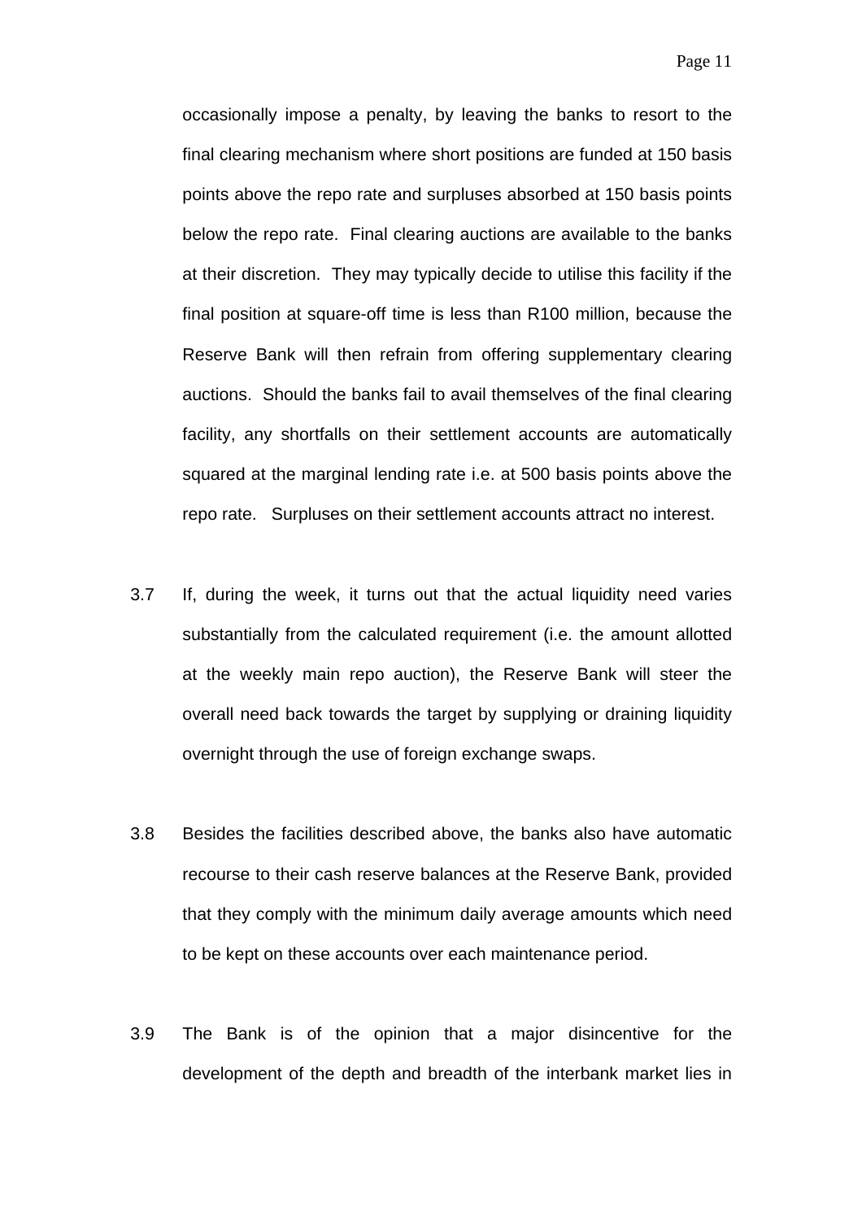occasionally impose a penalty, by leaving the banks to resort to the final clearing mechanism where short positions are funded at 150 basis points above the repo rate and surpluses absorbed at 150 basis points below the repo rate. Final clearing auctions are available to the banks at their discretion. They may typically decide to utilise this facility if the final position at square-off time is less than R100 million, because the Reserve Bank will then refrain from offering supplementary clearing auctions. Should the banks fail to avail themselves of the final clearing facility, any shortfalls on their settlement accounts are automatically squared at the marginal lending rate i.e. at 500 basis points above the repo rate. Surpluses on their settlement accounts attract no interest.

3.7 If, during the week, it turns out that the actual liquidity need varies substantially from the calculated requirement (i.e. the amount allotted at the weekly main repo auction), the Reserve Bank will steer the overall need back towards the target by supplying or draining liquidity overnight through the use of foreign exchange swaps.

3.8 Besides the facilities described above, the banks also have automatic recourse to their cash reserve balances at the Reserve Bank, provided that they comply with the minimum daily average amounts which need to be kept on these accounts over each maintenance period.

3.9 The Bank is of the opinion that a major disincentive for the development of the depth and breadth of the interbank market lies in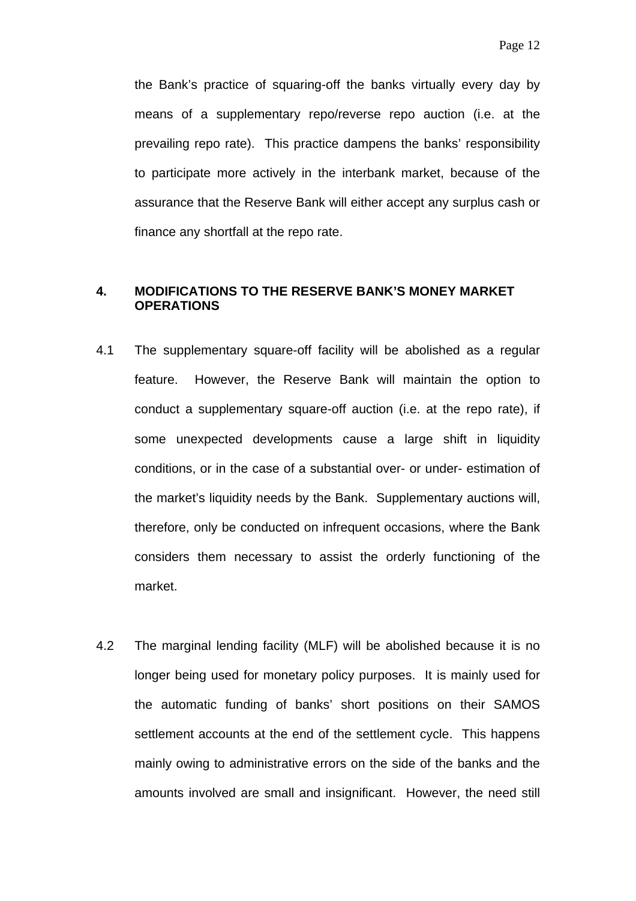the Bank's practice of squaring-off the banks virtually every day by means of a supplementary repo/reverse repo auction (i.e. at the prevailing repo rate). This practice dampens the banks' responsibility to participate more actively in the interbank market, because of the assurance that the Reserve Bank will either accept any surplus cash or finance any shortfall at the repo rate.

## 4. MODIFICATIONS TO THE RESERVE BANK'S MONEY MARKET OPERATIONS

4.1 The supplementary square-off facility will be abolished as a regular feature. However, the Reserve Bank will maintain the option to conduct a supplementary square-off auction (i.e. at the repo rate), if some unexpected developments cause a large shift in liquidity conditions, or in the case of a substantial over- or under- estimation of the market's liquidity needs by the Bank. Supplementary auctions will, therefore, only be conducted on infrequent occasions, where the Bank considers them necessary to assist the orderly functioning of the market.

4.2 The marginal lending facility (MLF) will be abolished because it is no longer being used for monetary policy purposes. It is mainly used for the automatic funding of banks' short positions on their SAMOS settlement accounts at the end of the settlement cycle. This happens mainly owing to administrative errors on the side of the banks and the amounts involved are small and insignificant. However, the need still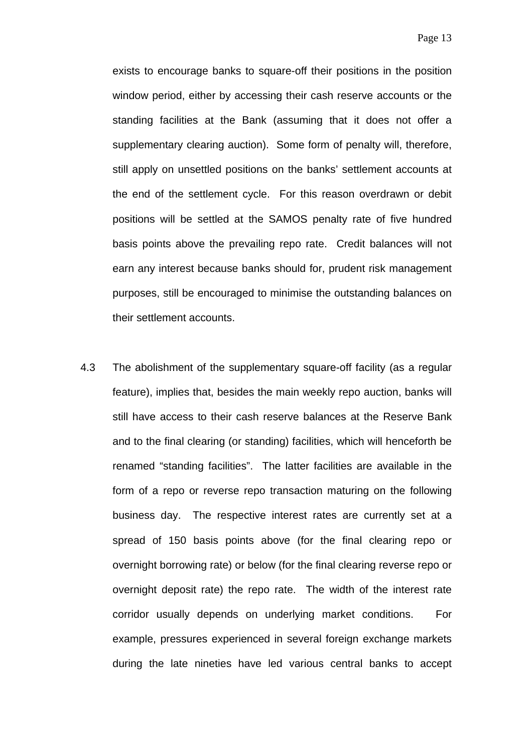exists to encourage banks to square-off their positions in the position window period, either by accessing their cash reserve accounts or the standing facilities at the Bank (assuming that it does not offer a supplementary clearing auction). Some form of penalty will, therefore, still apply on unsettled positions on the banks' settlement accounts at the end of the settlement cycle. For this reason overdrawn or debit positions will be settled at the SAMOS penalty rate of five hundred basis points above the prevailing repo rate. Credit balances will not earn any interest because banks should for, prudent risk management purposes, still be encouraged to minimise the outstanding balances on their settlement accounts.

4.3 The abolishment of the supplementary square-off facility (as a regular feature), implies that, besides the main weekly repo auction, banks will still have access to their cash reserve balances at the Reserve Bank and to the final clearing (or standing) facilities, which will henceforth be renamed "standing facilities". The latter facilities are available in the form of a repo or reverse repo transaction maturing on the following business day. The respective interest rates are currently set at a spread of 150 basis points above (for the final clearing repo or overnight borrowing rate) or below (for the final clearing reverse repo or overnight deposit rate) the repo rate. The width of the interest rate corridor usually depends on underlying market conditions. For example, pressures experienced in several foreign exchange markets during the late nineties have led various central banks to accept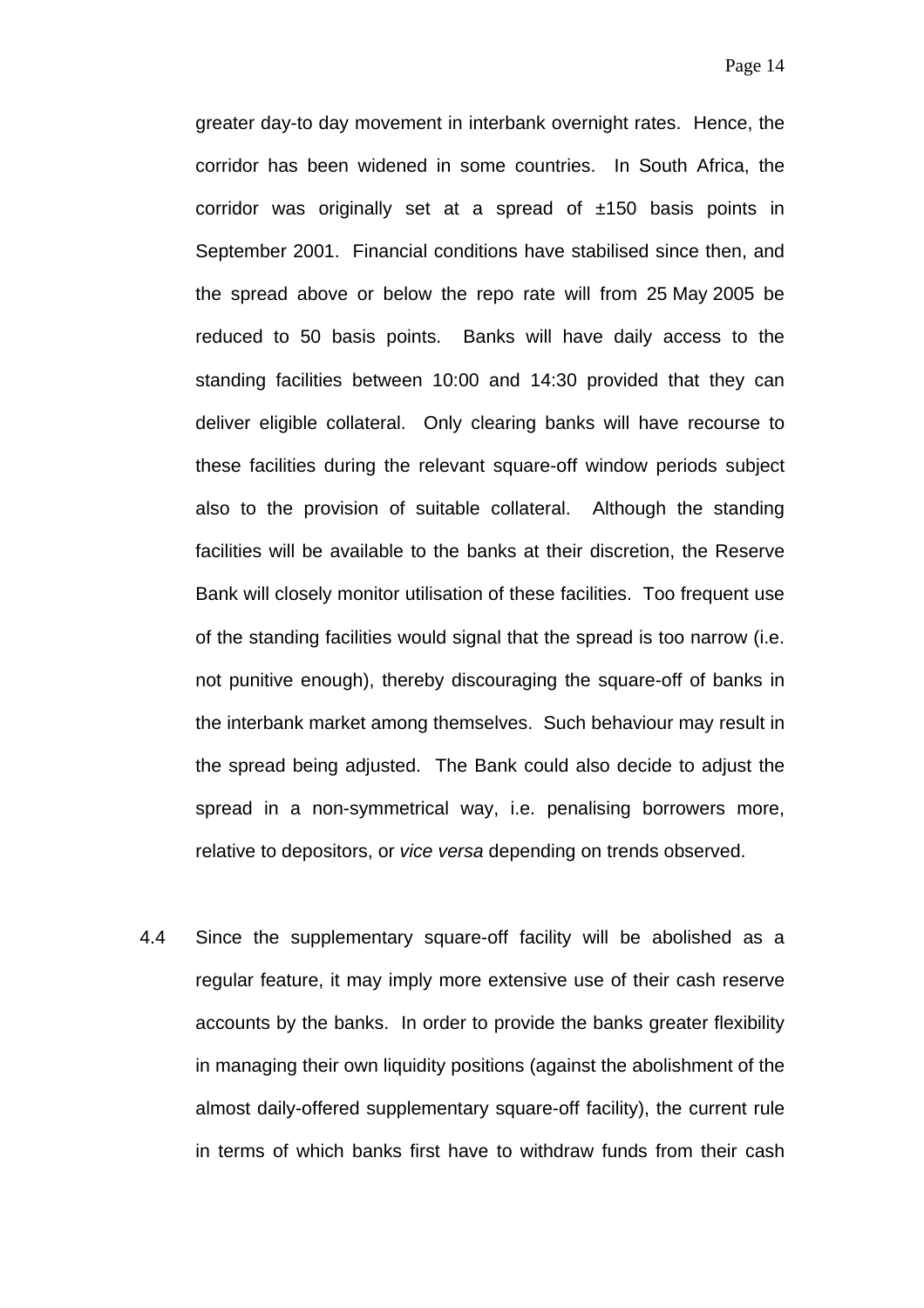greater day-to day movement in interbank overnight rates. Hence, the corridor has been widened in some countries. In South Africa, the corridor was originally set at a spread of ±150 basis points in September 2001. Financial conditions have stabilised since then, and the spread above or below the repo rate will from 25 May 2005 be reduced to 50 basis points. Banks will have daily access to the standing facilities between 10:00 and 14:30 provided that they can deliver eligible collateral. Only clearing banks will have recourse to these facilities during the relevant square-off window periods subject also to the provision of suitable collateral. Although the standing facilities will be available to the banks at their discretion, the Reserve Bank will closely monitor utilisation of these facilities. Too frequent use of the standing facilities would signal that the spread is too narrow (i.e. not punitive enough), thereby discouraging the square-off of banks in the interbank market among themselves. Such behaviour may result in the spread being adjusted. The Bank could also decide to adjust the spread in a non-symmetrical way, i.e. penalising borrowers more, relative to depositors, or *vice versa* depending on trends observed.

4.4 Since the supplementary square-off facility will be abolished as a regular feature, it may imply more extensive use of their cash reserve accounts by the banks. In order to provide the banks greater flexibility in managing their own liquidity positions (against the abolishment of the almost daily-offered supplementary square-off facility), the current rule in terms of which banks first have to withdraw funds from their cash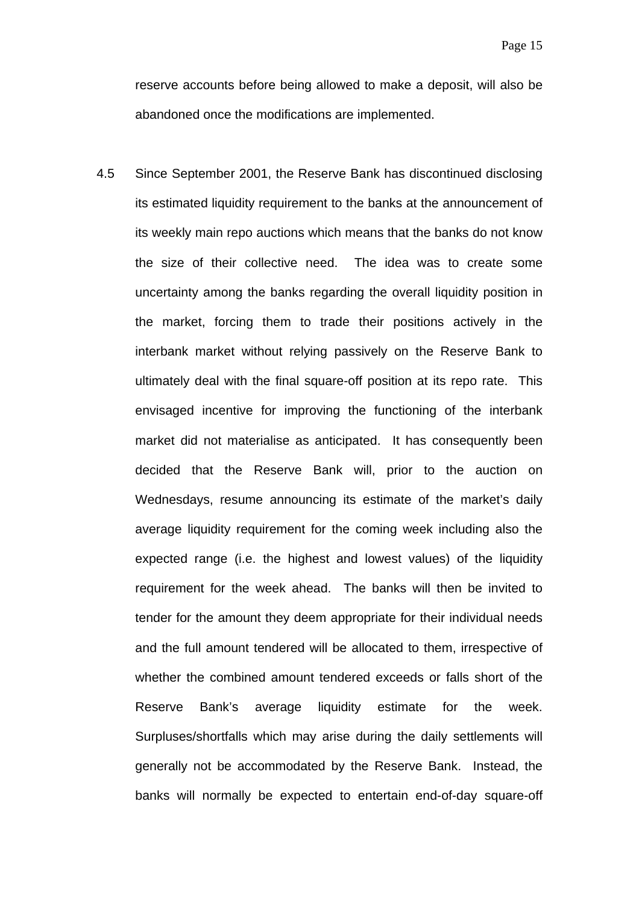reserve accounts before being allowed to make a deposit, will also be abandoned once the modifications are implemented.

4.5 Since September 2001, the Reserve Bank has discontinued disclosing its estimated liquidity requirement to the banks at the announcement of its weekly main repo auctions which means that the banks do not know the size of their collective need. The idea was to create some uncertainty among the banks regarding the overall liquidity position in the market, forcing them to trade their positions actively in the interbank market without relying passively on the Reserve Bank to ultimately deal with the final square-off position at its repo rate. This envisaged incentive for improving the functioning of the interbank market did not materialise as anticipated. It has consequently been decided that the Reserve Bank will, prior to the auction on Wednesdays, resume announcing its estimate of the market's daily average liquidity requirement for the coming week including also the expected range (i.e. the highest and lowest values) of the liquidity requirement for the week ahead. The banks will then be invited to tender for the amount they deem appropriate for their individual needs and the full amount tendered will be allocated to them, irrespective of whether the combined amount tendered exceeds or falls short of the Reserve Bank's average liquidity estimate for the week. Surpluses/shortfalls which may arise during the daily settlements will generally not be accommodated by the Reserve Bank. Instead, the banks will normally be expected to entertain end-of-day square-off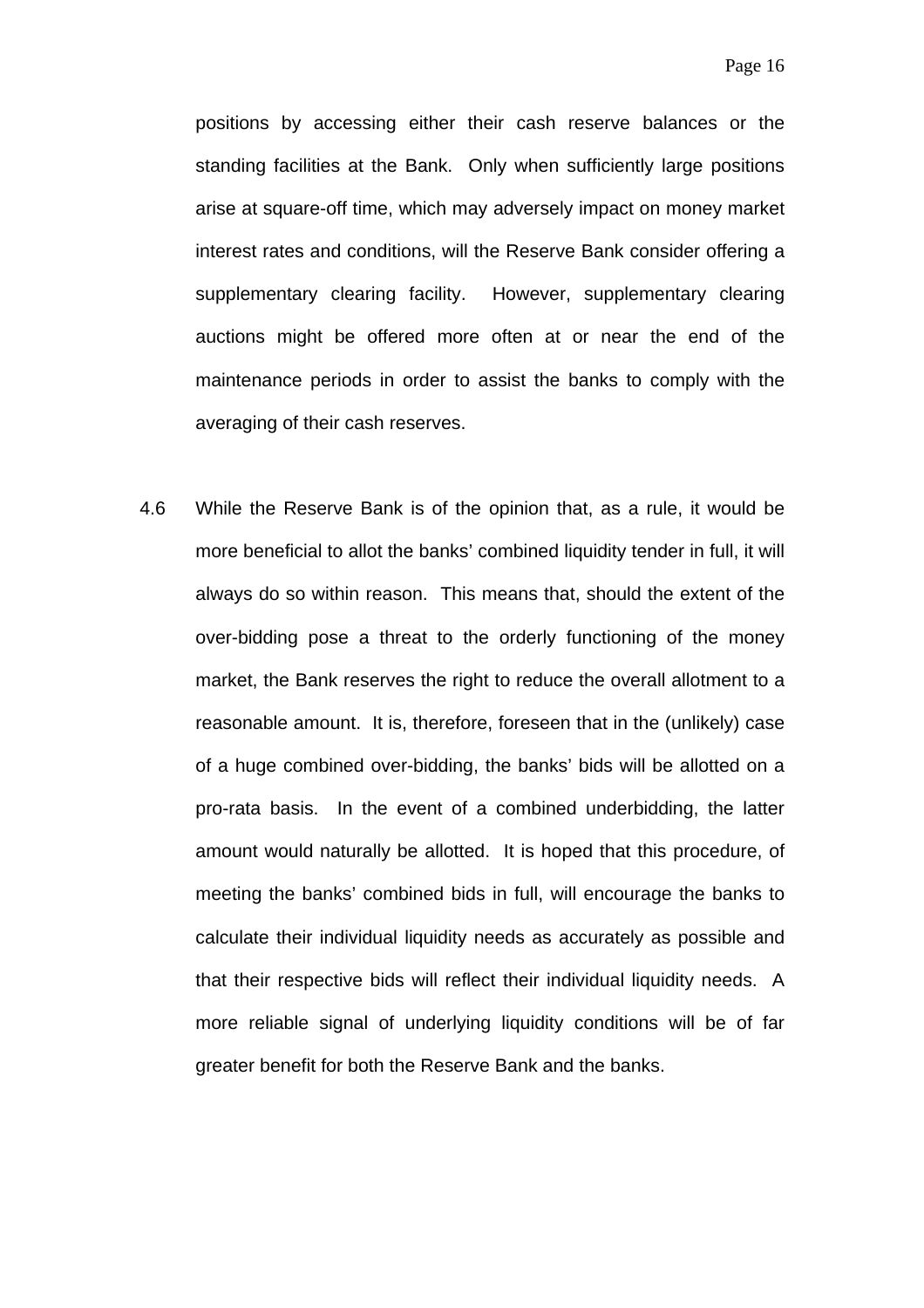positions by accessing either their cash reserve balances or the standing facilities at the Bank. Only when sufficiently large positions arise at square-off time, which may adversely impact on money market interest rates and conditions, will the Reserve Bank consider offering a supplementary clearing facility. However, supplementary clearing auctions might be offered more often at or near the end of the maintenance periods in order to assist the banks to comply with the averaging of their cash reserves.

4.6 While the Reserve Bank is of the opinion that, as a rule, it would be more beneficial to allot the banks' combined liquidity tender in full, it will always do so within reason. This means that, should the extent of the over-bidding pose a threat to the orderly functioning of the money market, the Bank reserves the right to reduce the overall allotment to a reasonable amount. It is, therefore, foreseen that in the (unlikely) case of a huge combined over-bidding, the banks' bids will be allotted on a pro-rata basis. In the event of a combined underbidding, the latter amount would naturally be allotted. It is hoped that this procedure, of meeting the banks' combined bids in full, will encourage the banks to calculate their individual liquidity needs as accurately as possible and that their respective bids will reflect their individual liquidity needs. A more reliable signal of underlying liquidity conditions will be of far greater benefit for both the Reserve Bank and the banks.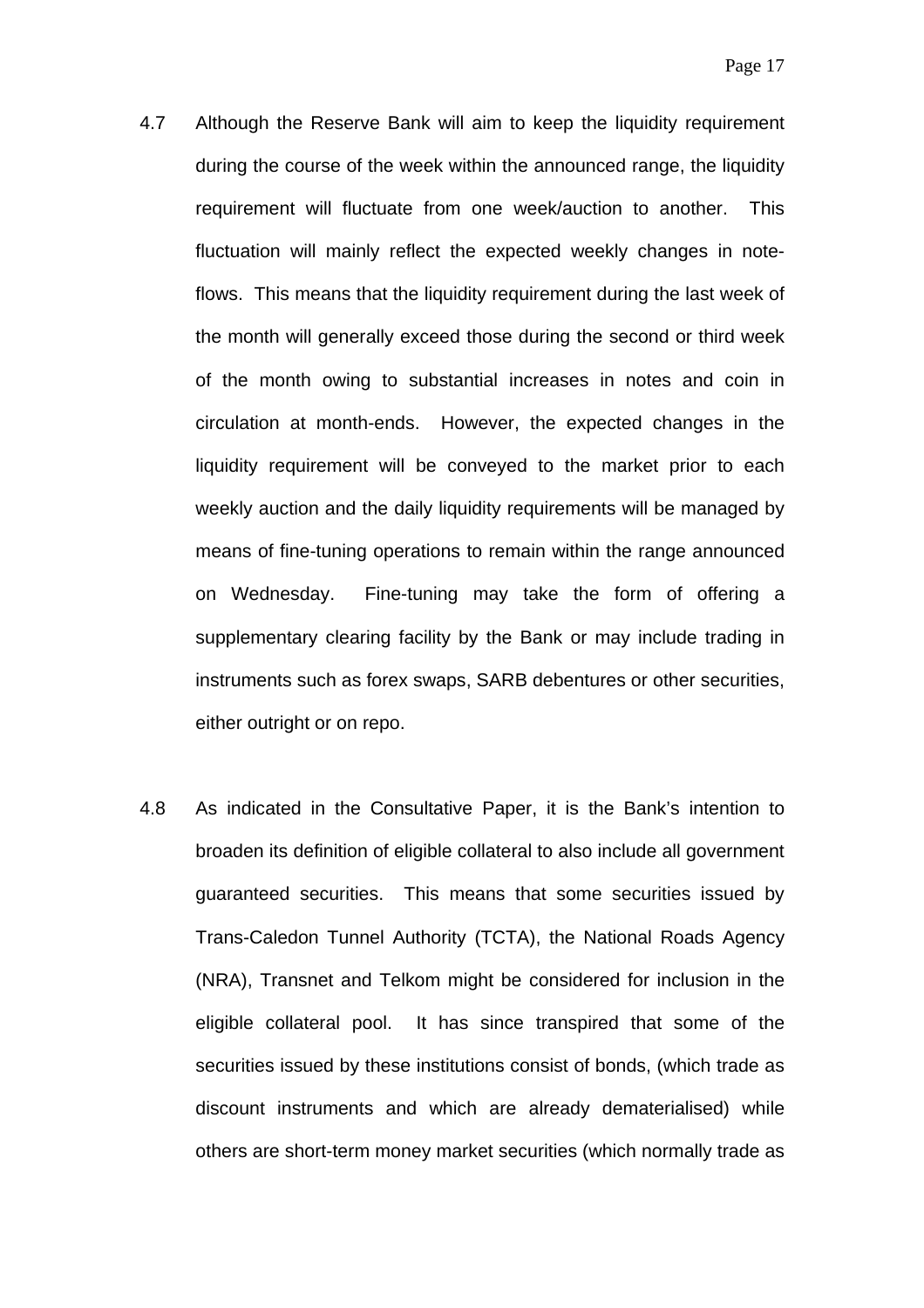4.7 Although the Reserve Bank will aim to keep the liquidity requirement during the course of the week within the announced range, the liquidity requirement will fluctuate from one week/auction to another. This fluctuation will mainly reflect the expected weekly changes in note-flows. This means that the liquidity requirement during the last week of the month will generally exceed those during the second or third week of the month owing to substantial increases in notes and coin in circulation at month-ends. However, the expected changes in the liquidity requirement will be conveyed to the market prior to each weekly auction and the daily liquidity requirements will be managed by means of fine-tuning operations to remain within the range announced on Wednesday. Fine-tuning may take the form of offering a supplementary clearing facility by the Bank or may include trading in instruments such as forex swaps, SARB debentures or other securities, either outright or on repo.

4.8 As indicated in the Consultative Paper, it is the Bank's intention to broaden its definition of eligible collateral to also include all government guaranteed securities. This means that some securities issued by Trans-Caledon Tunnel Authority (TCTA), the National Roads Agency (NRA), Transnet and Telkom might be considered for inclusion in the eligible collateral pool. It has since transpired that some of the securities issued by these institutions consist of bonds, (which trade as discount instruments and which are already dematerialised) while others are short-term money market securities (which normally trade as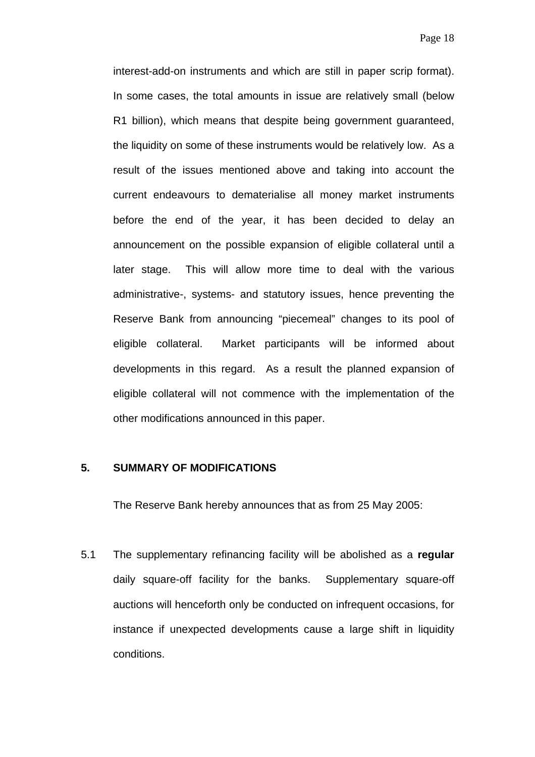interest-add-on instruments and which are still in paper scrip format). In some cases, the total amounts in issue are relatively small (below R1 billion), which means that despite being government guaranteed, the liquidity on some of these instruments would be relatively low. As a result of the issues mentioned above and taking into account the current endeavours to dematerialise all money market instruments before the end of the year, it has been decided to delay an announcement on the possible expansion of eligible collateral until a later stage. This will allow more time to deal with the various administrative-, systems- and statutory issues, hence preventing the Reserve Bank from announcing "piecemeal" changes to its pool of eligible collateral. Market participants will be informed about developments in this regard. As a result the planned expansion of eligible collateral will not commence with the implementation of the other modifications announced in this paper.

## 5. SUMMARY OF MODIFICATIONS

The Reserve Bank hereby announces that as from 25 May 2005:

5.1 The supplementary refinancing facility will be abolished as a **regular** daily square-off facility for the banks. Supplementary square-off auctions will henceforth only be conducted on infrequent occasions, for instance if unexpected developments cause a large shift in liquidity conditions.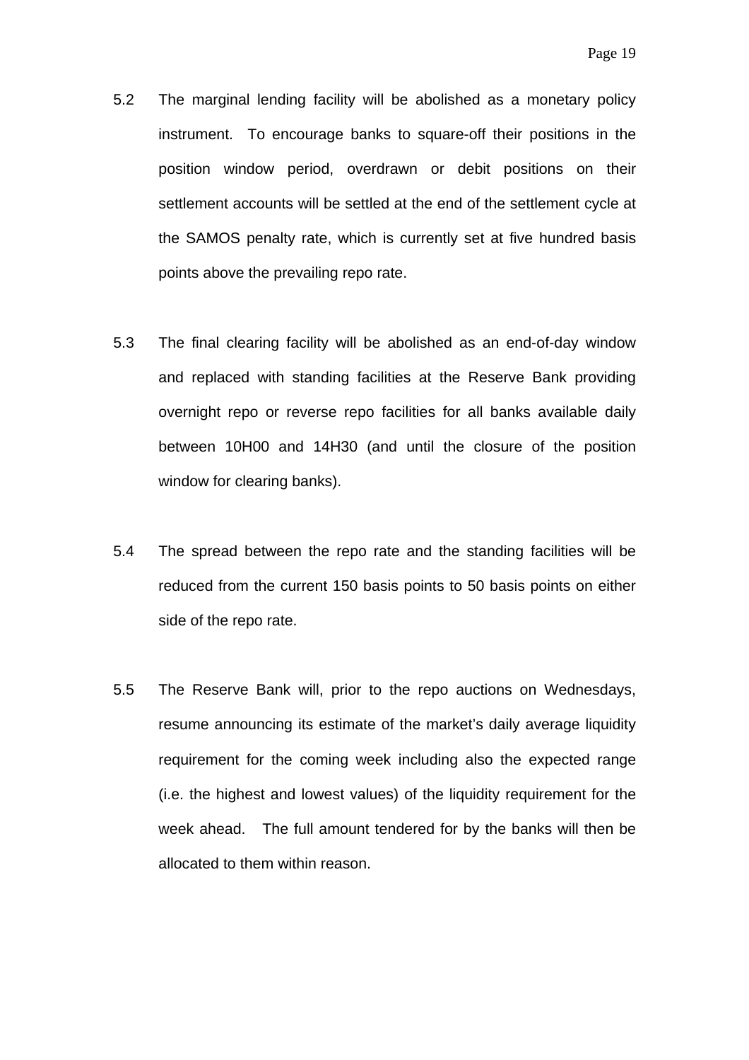5.2 The marginal lending facility will be abolished as a monetary policy instrument. To encourage banks to square-off their positions in the position window period, overdrawn or debit positions on their settlement accounts will be settled at the end of the settlement cycle at the SAMOS penalty rate, which is currently set at five hundred basis points above the prevailing repo rate.

5.3 The final clearing facility will be abolished as an end-of-day window and replaced with standing facilities at the Reserve Bank providing overnight repo or reverse repo facilities for all banks available daily between 10H00 and 14H30 (and until the closure of the position window for clearing banks).

5.4 The spread between the repo rate and the standing facilities will be reduced from the current 150 basis points to 50 basis points on either side of the repo rate.

5.5 The Reserve Bank will, prior to the repo auctions on Wednesdays, resume announcing its estimate of the market's daily average liquidity requirement for the coming week including also the expected range (i.e. the highest and lowest values) of the liquidity requirement for the week ahead. The full amount tendered for by the banks will then be allocated to them within reason.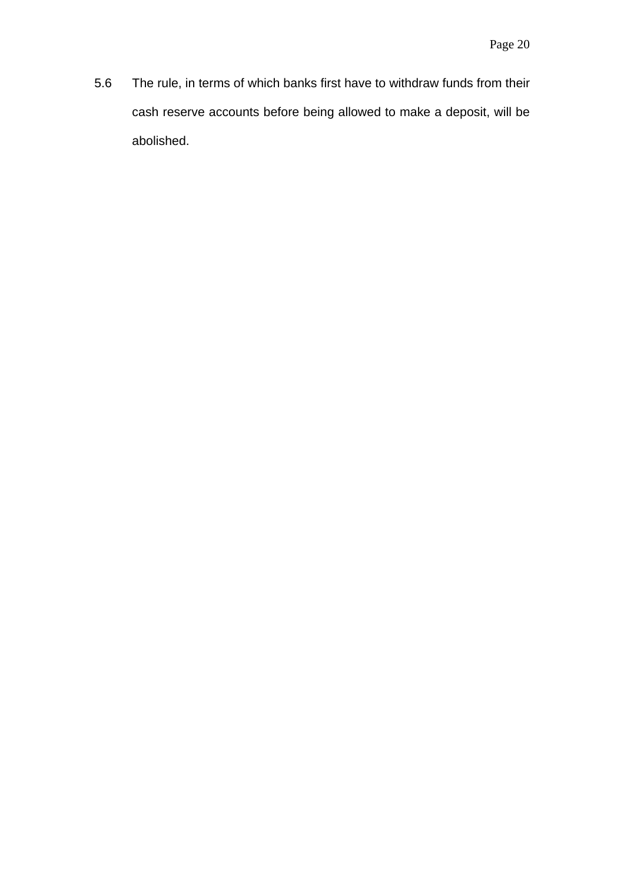5.6 The rule, in terms of which banks first have to withdraw funds from their cash reserve accounts before being allowed to make a deposit, will be abolished.